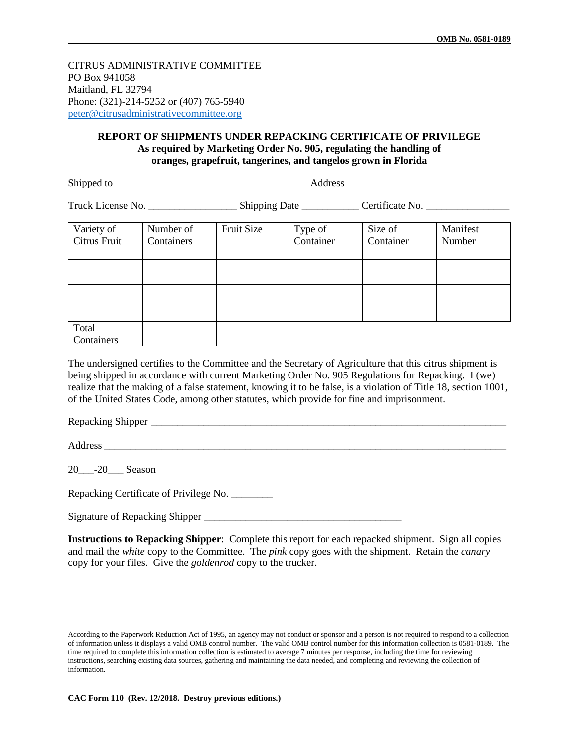**OMB No. 0581-0189**

CITRUS ADMINISTRATIVE COMMITTEE
PO Box 941058
Maitland, FL 32794
Phone: (321)-214-5252 or (407) 765-5940
peter@citrusadministrativecommittee.org

**REPORT OF SHIPMENTS UNDER REPACKING CERTIFICATE OF PRIVILEGE**
**As required by Marketing Order No. 905, regulating the handling of oranges, grapefruit, tangerines, and tangelos grown in Florida**

Shipped to ____________________________________ Address ______________________________

Truck License No. ________________ Shipping Date __________ Certificate No. _______________

| Variety of Citrus Fruit | Number of Containers | Fruit Size | Type of Container | Size of Container | Manifest Number |
|---|---|---|---|---|---|
| | | | | | |
| | | | | | |
| | | | | | |
| | | | | | |
| | | | | | |
| | | | | | |
| Total Containers | | | | | |

The undersigned certifies to the Committee and the Secretary of Agriculture that this citrus shipment is being shipped in accordance with current Marketing Order No. 905 Regulations for Repacking. I (we) realize that the making of a false statement, knowing it to be false, is a violation of Title 18, section 1001, of the United States Code, among other statutes, which provide for fine and imprisonment.

Repacking Shipper ______________________________________________________________________

Address ________________________________________________________________________________

20___-20___ Season

Repacking Certificate of Privilege No. ________

Signature of Repacking Shipper _____________________________________

**Instructions to Repacking Shipper**: Complete this report for each repacked shipment. Sign all copies and mail the *white* copy to the Committee. The *pink* copy goes with the shipment. Retain the *canary* copy for your files. Give the *goldenrod* copy to the trucker.

According to the Paperwork Reduction Act of 1995, an agency may not conduct or sponsor and a person is not required to respond to a collection of information unless it displays a valid OMB control number. The valid OMB control number for this information collection is 0581-0189. The time required to complete this information collection is estimated to average 7 minutes per response, including the time for reviewing instructions, searching existing data sources, gathering and maintaining the data needed, and completing and reviewing the collection of information.

**CAC Form 110 (Rev. 12/2018. Destroy previous editions.)**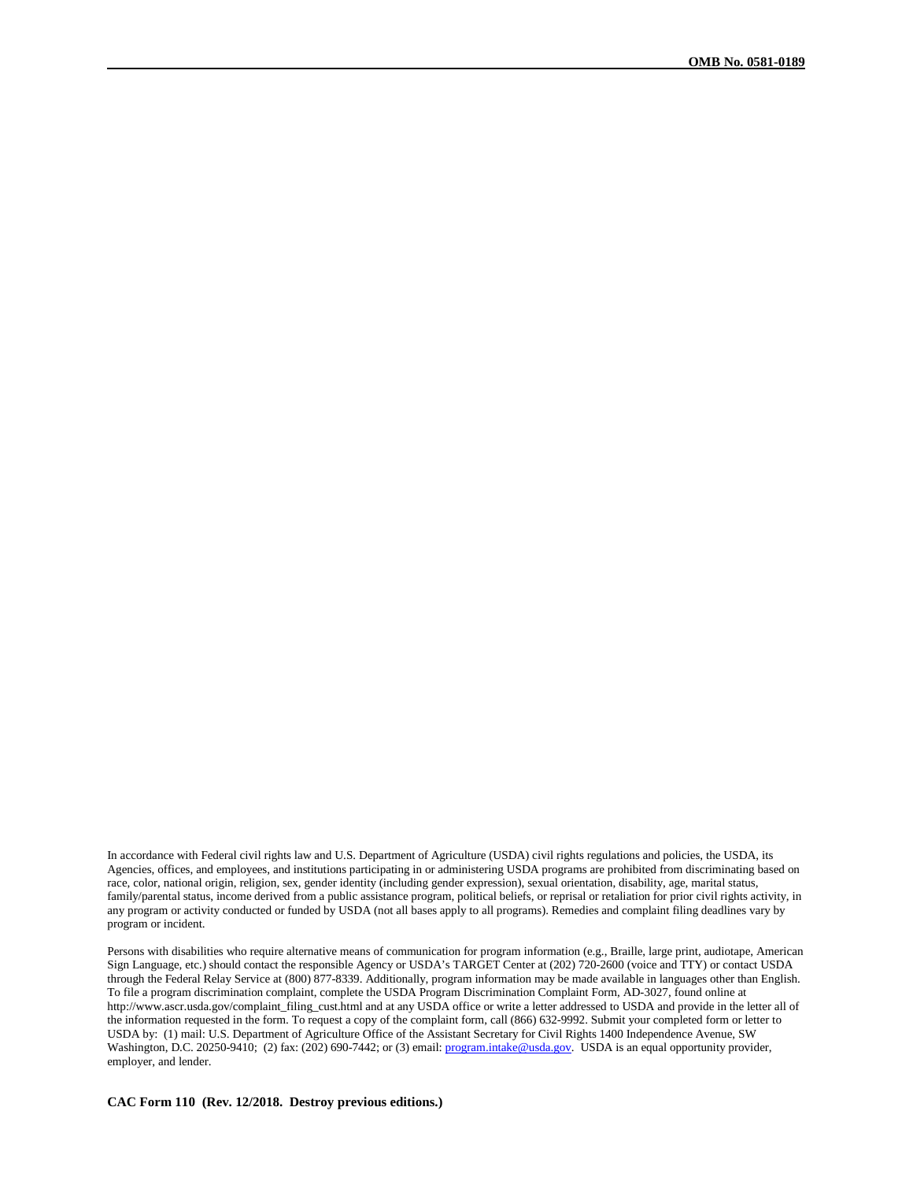In accordance with Federal civil rights law and U.S. Department of Agriculture (USDA) civil rights regulations and policies, the USDA, its Agencies, offices, and employees, and institutions participating in or administering USDA programs are prohibited from discriminating based on race, color, national origin, religion, sex, gender identity (including gender expression), sexual orientation, disability, age, marital status, family/parental status, income derived from a public assistance program, political beliefs, or reprisal or retaliation for prior civil rights activity, in any program or activity conducted or funded by USDA (not all bases apply to all programs). Remedies and complaint filing deadlines vary by program or incident.

Persons with disabilities who require alternative means of communication for program information (e.g., Braille, large print, audiotape, American Sign Language, etc.) should contact the responsible Agency or USDA's TARGET Center at (202) 720-2600 (voice and TTY) or contact USDA through the Federal Relay Service at (800) 877-8339. Additionally, program information may be made available in languages other than English. To file a program discrimination complaint, complete the USDA Program Discrimination Complaint Form, AD-3027, found online at http://www.ascr.usda.gov/complaint_filing_cust.html and at any USDA office or write a letter addressed to USDA and provide in the letter all of the information requested in the form. To request a copy of the complaint form, call (866) 632-9992. Submit your completed form or letter to USDA by: (1) mail: U.S. Department of Agriculture Office of the Assistant Secretary for Civil Rights 1400 Independence Avenue, SW Washington, D.C. 20250-9410; (2) fax: (202) 690-7442; or (3) email: program.intake@usda.gov. USDA is an equal opportunity provider, employer, and lender.

**CAC Form 110 (Rev. 12/2018. Destroy previous editions.)**